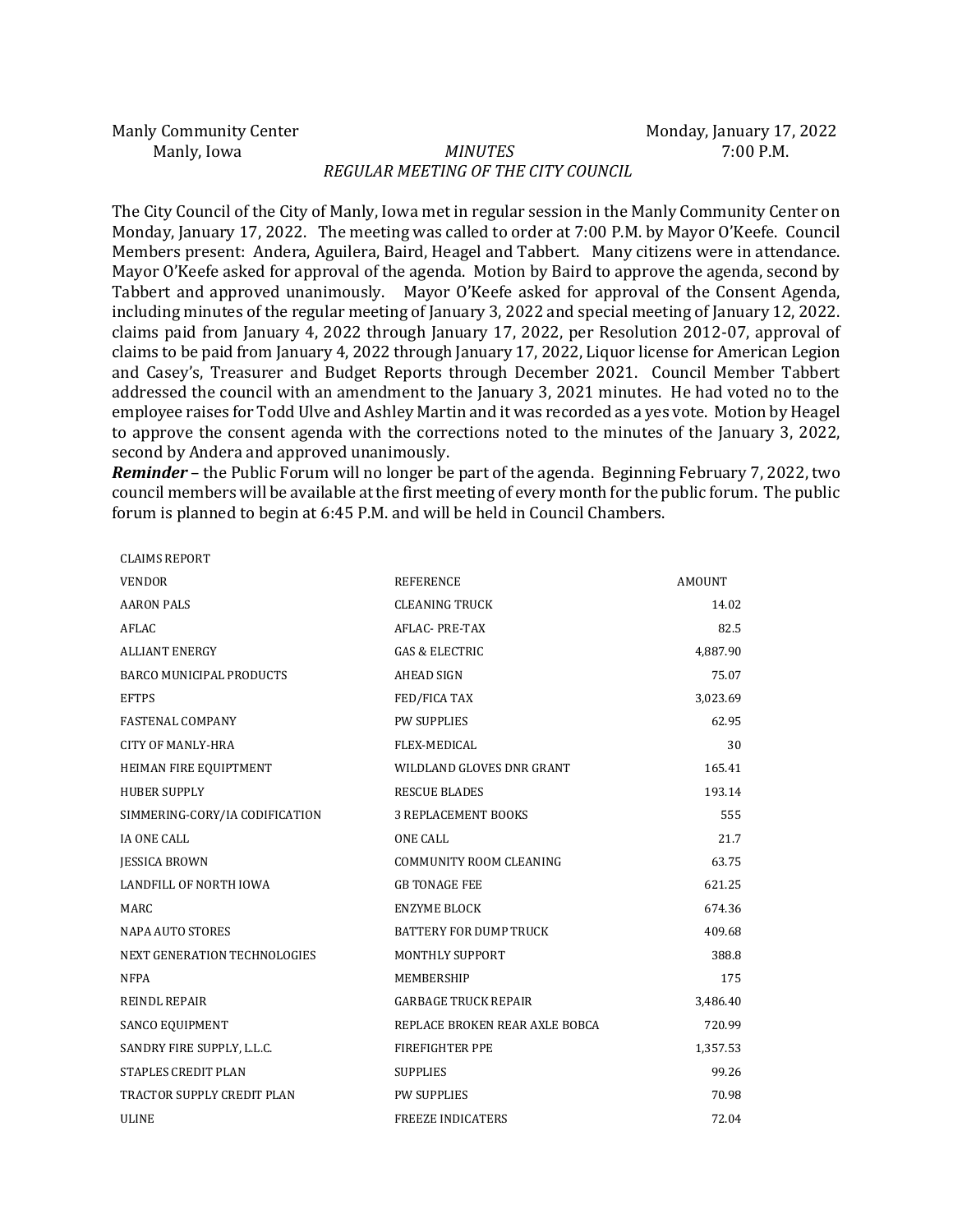Manly Community Center Monday, January 17, 2022
Manly, Iowa *MINUTES* 7:00 P.M.

*REGULAR MEETING OF THE CITY COUNCIL*

The City Council of the City of Manly, Iowa met in regular session in the Manly Community Center on Monday, January 17, 2022. The meeting was called to order at 7:00 P.M. by Mayor O'Keefe. Council Members present: Andera, Aguilera, Baird, Heagel and Tabbert. Many citizens were in attendance. Mayor O'Keefe asked for approval of the agenda. Motion by Baird to approve the agenda, second by Tabbert and approved unanimously. Mayor O'Keefe asked for approval of the Consent Agenda, including minutes of the regular meeting of January 3, 2022 and special meeting of January 12, 2022. claims paid from January 4, 2022 through January 17, 2022, per Resolution 2012-07, approval of claims to be paid from January 4, 2022 through January 17, 2022, Liquor license for American Legion and Casey's, Treasurer and Budget Reports through December 2021. Council Member Tabbert addressed the council with an amendment to the January 3, 2021 minutes. He had voted no to the employee raises for Todd Ulve and Ashley Martin and it was recorded as a yes vote. Motion by Heagel to approve the consent agenda with the corrections noted to the minutes of the January 3, 2022, second by Andera and approved unanimously.

***Reminder*** – the Public Forum will no longer be part of the agenda. Beginning February 7, 2022, two council members will be available at the first meeting of every month for the public forum. The public forum is planned to begin at 6:45 P.M. and will be held in Council Chambers.

CLAIMS REPORT

| VENDOR | REFERENCE | AMOUNT |
|---|---|---|
| AARON PALS | CLEANING TRUCK | 14.02 |
| AFLAC | AFLAC- PRE-TAX | 82.5 |
| ALLIANT ENERGY | GAS & ELECTRIC | 4,887.90 |
| BARCO MUNICIPAL PRODUCTS | AHEAD SIGN | 75.07 |
| EFTPS | FED/FICA TAX | 3,023.69 |
| FASTENAL COMPANY | PW SUPPLIES | 62.95 |
| CITY OF MANLY-HRA | FLEX-MEDICAL | 30 |
| HEIMAN FIRE EQUIPTMENT | WILDLAND GLOVES DNR GRANT | 165.41 |
| HUBER SUPPLY | RESCUE BLADES | 193.14 |
| SIMMERING-CORY/IA CODIFICATION | 3 REPLACEMENT BOOKS | 555 |
| IA ONE CALL | ONE CALL | 21.7 |
| JESSICA BROWN | COMMUNITY ROOM CLEANING | 63.75 |
| LANDFILL OF NORTH IOWA | GB TONAGE FEE | 621.25 |
| MARC | ENZYME BLOCK | 674.36 |
| NAPA AUTO STORES | BATTERY FOR DUMP TRUCK | 409.68 |
| NEXT GENERATION TECHNOLOGIES | MONTHLY SUPPORT | 388.8 |
| NFPA | MEMBERSHIP | 175 |
| REINDL REPAIR | GARBAGE TRUCK REPAIR | 3,486.40 |
| SANCO EQUIPMENT | REPLACE BROKEN REAR AXLE BOBCA | 720.99 |
| SANDRY FIRE SUPPLY, L.L.C. | FIREFIGHTER PPE | 1,357.53 |
| STAPLES CREDIT PLAN | SUPPLIES | 99.26 |
| TRACTOR SUPPLY CREDIT PLAN | PW SUPPLIES | 70.98 |
| ULINE | FREEZE INDICATERS | 72.04 |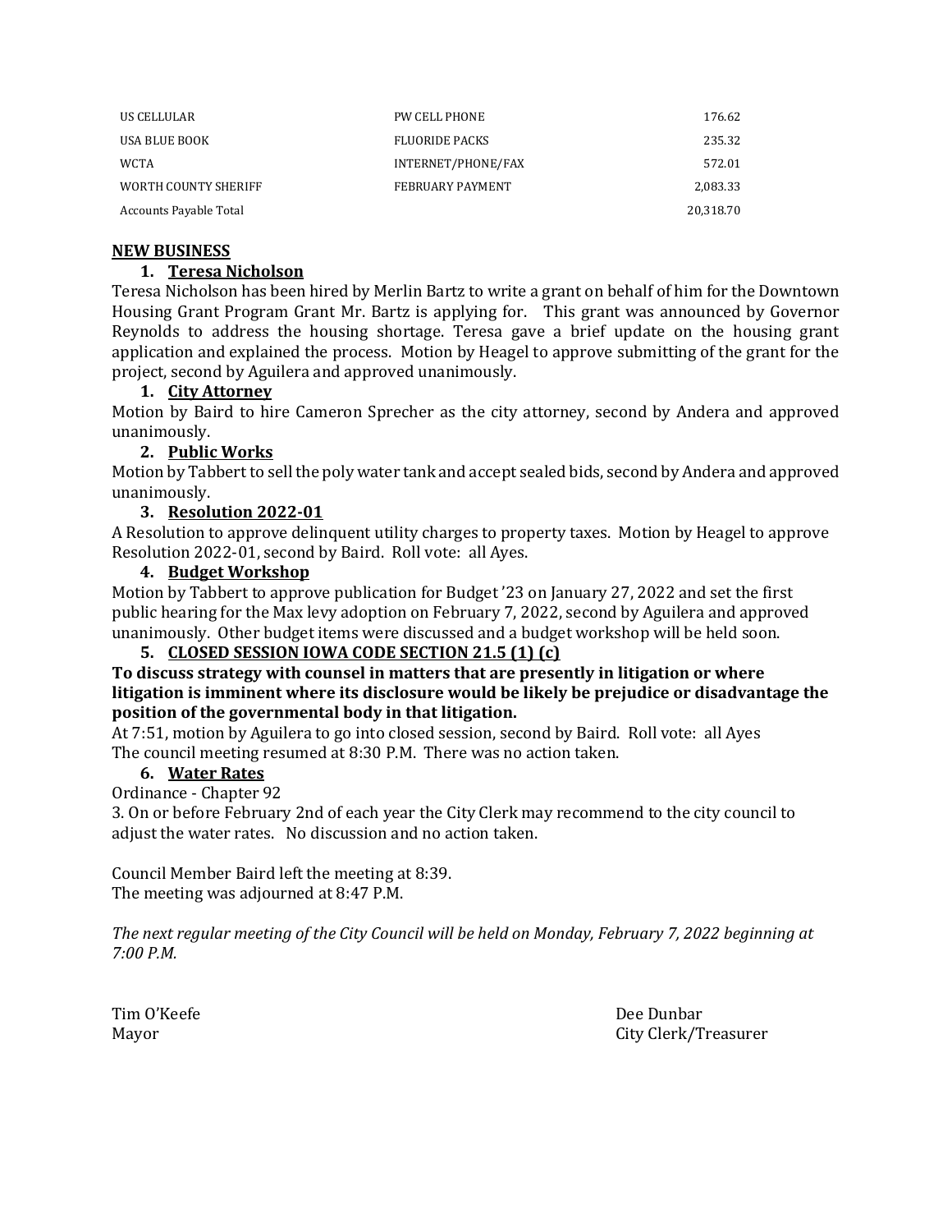| | | |
|---|---|---|
| US CELLULAR | PW CELL PHONE | 176.62 |
| USA BLUE BOOK | FLUORIDE PACKS | 235.32 |
| WCTA | INTERNET/PHONE/FAX | 572.01 |
| WORTH COUNTY SHERIFF | FEBRUARY PAYMENT | 2,083.33 |
| Accounts Payable Total | | 20,318.70 |

**NEW BUSINESS**

1. **Teresa Nicholson**

Teresa Nicholson has been hired by Merlin Bartz to write a grant on behalf of him for the Downtown Housing Grant Program Grant Mr. Bartz is applying for. This grant was announced by Governor Reynolds to address the housing shortage. Teresa gave a brief update on the housing grant application and explained the process. Motion by Heagel to approve submitting of the grant for the project, second by Aguilera and approved unanimously.

1. **City Attorney**

Motion by Baird to hire Cameron Sprecher as the city attorney, second by Andera and approved unanimously.

2. **Public Works**

Motion by Tabbert to sell the poly water tank and accept sealed bids, second by Andera and approved unanimously.

3. **Resolution 2022-01**

A Resolution to approve delinquent utility charges to property taxes. Motion by Heagel to approve Resolution 2022-01, second by Baird. Roll vote: all Ayes.

4. **Budget Workshop**

Motion by Tabbert to approve publication for Budget '23 on January 27, 2022 and set the first public hearing for the Max levy adoption on February 7, 2022, second by Aguilera and approved unanimously. Other budget items were discussed and a budget workshop will be held soon.

5. **CLOSED SESSION IOWA CODE SECTION 21.5 (1) (c)**

**To discuss strategy with counsel in matters that are presently in litigation or where litigation is imminent where its disclosure would be likely be prejudice or disadvantage the position of the governmental body in that litigation.**

At 7:51, motion by Aguilera to go into closed session, second by Baird. Roll vote: all Ayes
The council meeting resumed at 8:30 P.M. There was no action taken.

6. **Water Rates**

Ordinance - Chapter 92
3. On or before February 2nd of each year the City Clerk may recommend to the city council to adjust the water rates. No discussion and no action taken.

Council Member Baird left the meeting at 8:39.
The meeting was adjourned at 8:47 P.M.

*The next regular meeting of the City Council will be held on Monday, February 7, 2022 beginning at 7:00 P.M.*

Tim O'Keefe
Mayor

Dee Dunbar
City Clerk/Treasurer